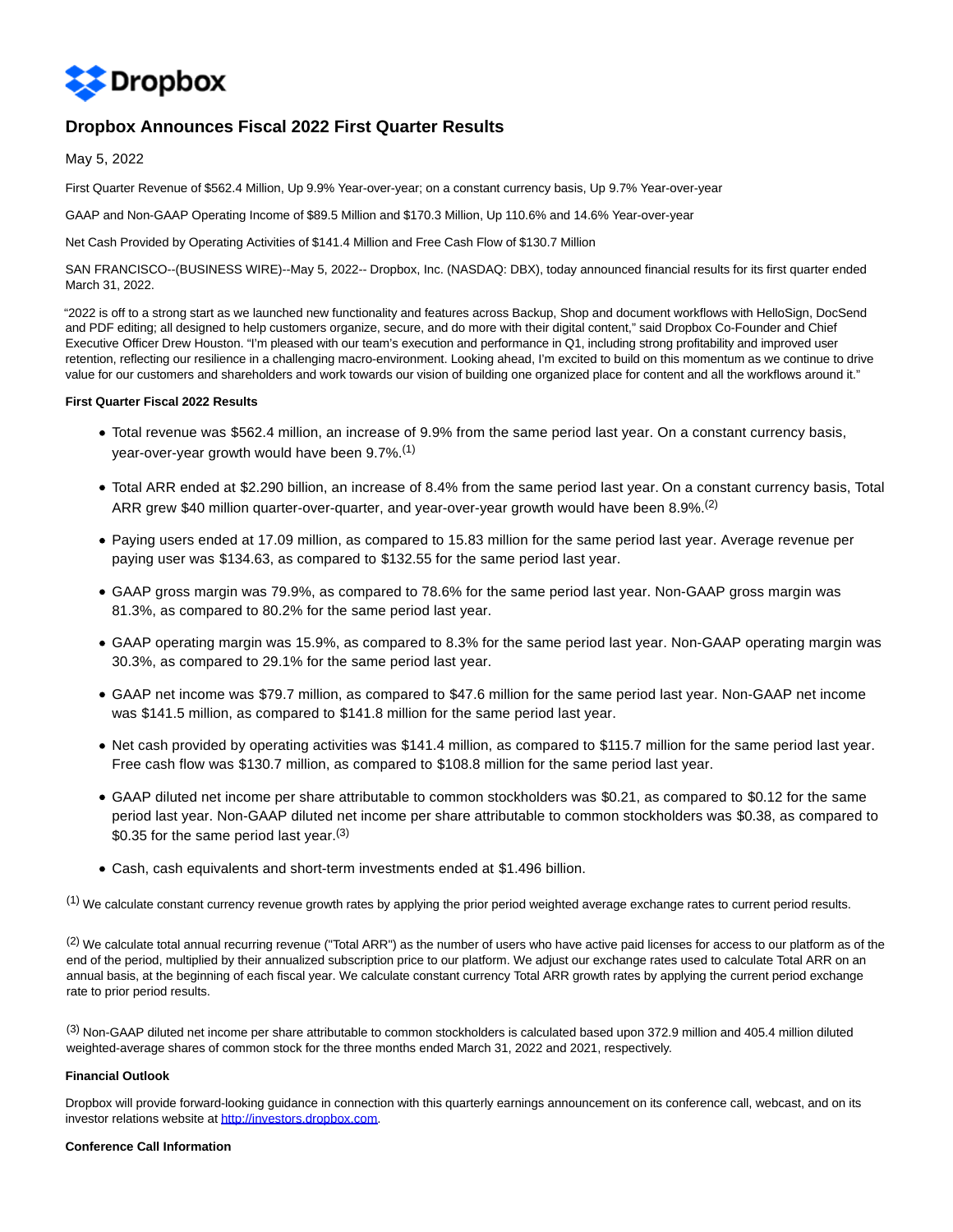# Dropbox Announces Fiscal 2022 First Quarter Results

May 5, 2022

First Quarter Revenue of $562.4 Million, Up 9.9% Year-over-year; on a constant currency basis, Up 9.7% Year-over-year

GAAP and Non-GAAP Operating Income of $89.5 Million and $170.3 Million, Up 110.6% and 14.6% Year-over-year

Net Cash Provided by Operating Activities of $141.4 Million and Free Cash Flow of $130.7 Million

SAN FRANCISCO--(BUSINESS WIRE)--May 5, 2022-- Dropbox, Inc. (NASDAQ: DBX), today announced financial results for its first quarter ended March 31, 2022.

"2022 is off to a strong start as we launched new functionality and features across Backup, Shop and document workflows with HelloSign, DocSend and PDF editing; all designed to help customers organize, secure, and do more with their digital content," said Dropbox Co-Founder and Chief Executive Officer Drew Houston. "I'm pleased with our team's execution and performance in Q1, including strong profitability and improved user retention, reflecting our resilience in a challenging macro-environment. Looking ahead, I'm excited to build on this momentum as we continue to drive value for our customers and shareholders and work towards our vision of building one organized place for content and all the workflows around it."

**First Quarter Fiscal 2022 Results**

- Total revenue was $562.4 million, an increase of 9.9% from the same period last year. On a constant currency basis, year-over-year growth would have been 9.7%.[1]
- Total ARR ended at $2.290 billion, an increase of 8.4% from the same period last year. On a constant currency basis, Total ARR grew $40 million quarter-over-quarter, and year-over-year growth would have been 8.9%.[2]
- Paying users ended at 17.09 million, as compared to 15.83 million for the same period last year. Average revenue per paying user was $134.63, as compared to $132.55 for the same period last year.
- GAAP gross margin was 79.9%, as compared to 78.6% for the same period last year. Non-GAAP gross margin was 81.3%, as compared to 80.2% for the same period last year.
- GAAP operating margin was 15.9%, as compared to 8.3% for the same period last year. Non-GAAP operating margin was 30.3%, as compared to 29.1% for the same period last year.
- GAAP net income was $79.7 million, as compared to $47.6 million for the same period last year. Non-GAAP net income was $141.5 million, as compared to $141.8 million for the same period last year.
- Net cash provided by operating activities was $141.4 million, as compared to $115.7 million for the same period last year. Free cash flow was $130.7 million, as compared to $108.8 million for the same period last year.
- GAAP diluted net income per share attributable to common stockholders was $0.21, as compared to $0.12 for the same period last year. Non-GAAP diluted net income per share attributable to common stockholders was $0.38, as compared to $0.35 for the same period last year.[3]
- Cash, cash equivalents and short-term investments ended at $1.496 billion.

[1] We calculate constant currency revenue growth rates by applying the prior period weighted average exchange rates to current period results.

[2] We calculate total annual recurring revenue ("Total ARR") as the number of users who have active paid licenses for access to our platform as of the end of the period, multiplied by their annualized subscription price to our platform. We adjust our exchange rates used to calculate Total ARR on an annual basis, at the beginning of each fiscal year. We calculate constant currency Total ARR growth rates by applying the current period exchange rate to prior period results.

[3] Non-GAAP diluted net income per share attributable to common stockholders is calculated based upon 372.9 million and 405.4 million diluted weighted-average shares of common stock for the three months ended March 31, 2022 and 2021, respectively.

**Financial Outlook**

Dropbox will provide forward-looking guidance in connection with this quarterly earnings announcement on its conference call, webcast, and on its investor relations website at http://investors.dropbox.com.

**Conference Call Information**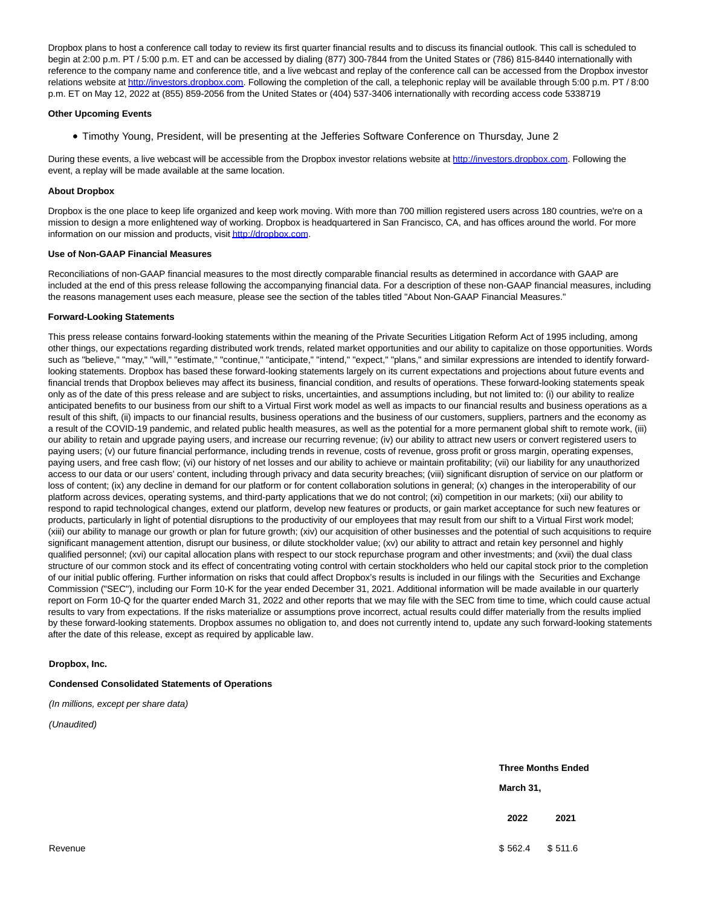Dropbox plans to host a conference call today to review its first quarter financial results and to discuss its financial outlook. This call is scheduled to begin at 2:00 p.m. PT / 5:00 p.m. ET and can be accessed by dialing (877) 300-7844 from the United States or (786) 815-8440 internationally with reference to the company name and conference title, and a live webcast and replay of the conference call can be accessed from the Dropbox investor relations website at http://investors.dropbox.com. Following the completion of the call, a telephonic replay will be available through 5:00 p.m. PT / 8:00 p.m. ET on May 12, 2022 at (855) 859-2056 from the United States or (404) 537-3406 internationally with recording access code 5338719

**Other Upcoming Events**

- Timothy Young, President, will be presenting at the Jefferies Software Conference on Thursday, June 2

During these events, a live webcast will be accessible from the Dropbox investor relations website at http://investors.dropbox.com. Following the event, a replay will be made available at the same location.

**About Dropbox**

Dropbox is the one place to keep life organized and keep work moving. With more than 700 million registered users across 180 countries, we're on a mission to design a more enlightened way of working. Dropbox is headquartered in San Francisco, CA, and has offices around the world. For more information on our mission and products, visit http://dropbox.com.

**Use of Non-GAAP Financial Measures**

Reconciliations of non-GAAP financial measures to the most directly comparable financial results as determined in accordance with GAAP are included at the end of this press release following the accompanying financial data. For a description of these non-GAAP financial measures, including the reasons management uses each measure, please see the section of the tables titled "About Non-GAAP Financial Measures."

**Forward-Looking Statements**

This press release contains forward-looking statements within the meaning of the Private Securities Litigation Reform Act of 1995 including, among other things, our expectations regarding distributed work trends, related market opportunities and our ability to capitalize on those opportunities. Words such as "believe," "may," "will," "estimate," "continue," "anticipate," "intend," "expect," "plans," and similar expressions are intended to identify forward-looking statements. Dropbox has based these forward-looking statements largely on its current expectations and projections about future events and financial trends that Dropbox believes may affect its business, financial condition, and results of operations. These forward-looking statements speak only as of the date of this press release and are subject to risks, uncertainties, and assumptions including, but not limited to: (i) our ability to realize anticipated benefits to our business from our shift to a Virtual First work model as well as impacts to our financial results and business operations as a result of this shift, (ii) impacts to our financial results, business operations and the business of our customers, suppliers, partners and the economy as a result of the COVID-19 pandemic, and related public health measures, as well as the potential for a more permanent global shift to remote work, (iii) our ability to retain and upgrade paying users, and increase our recurring revenue; (iv) our ability to attract new users or convert registered users to paying users; (v) our future financial performance, including trends in revenue, costs of revenue, gross profit or gross margin, operating expenses, paying users, and free cash flow; (vi) our history of net losses and our ability to achieve or maintain profitability; (vii) our liability for any unauthorized access to our data or our users' content, including through privacy and data security breaches; (viii) significant disruption of service on our platform or loss of content; (ix) any decline in demand for our platform or for content collaboration solutions in general; (x) changes in the interoperability of our platform across devices, operating systems, and third-party applications that we do not control; (xi) competition in our markets; (xii) our ability to respond to rapid technological changes, extend our platform, develop new features or products, or gain market acceptance for such new features or products, particularly in light of potential disruptions to the productivity of our employees that may result from our shift to a Virtual First work model; (xiii) our ability to manage our growth or plan for future growth; (xiv) our acquisition of other businesses and the potential of such acquisitions to require significant management attention, disrupt our business, or dilute stockholder value; (xv) our ability to attract and retain key personnel and highly qualified personnel; (xvi) our capital allocation plans with respect to our stock repurchase program and other investments; and (xvii) the dual class structure of our common stock and its effect of concentrating voting control with certain stockholders who held our capital stock prior to the completion of our initial public offering. Further information on risks that could affect Dropbox's results is included in our filings with the Securities and Exchange Commission ("SEC"), including our Form 10-K for the year ended December 31, 2021. Additional information will be made available in our quarterly report on Form 10-Q for the quarter ended March 31, 2022 and other reports that we may file with the SEC from time to time, which could cause actual results to vary from expectations. If the risks materialize or assumptions prove incorrect, actual results could differ materially from the results implied by these forward-looking statements. Dropbox assumes no obligation to, and does not currently intend to, update any such forward-looking statements after the date of this release, except as required by applicable law.

**Dropbox, Inc.**

**Condensed Consolidated Statements of Operations**

*(In millions, except per share data)*

*(Unaudited)*

| | Three Months Ended March 31, | |
|---|---|---|
| | **2022** | **2021** |
| Revenue | $ 562.4 | $ 511.6 |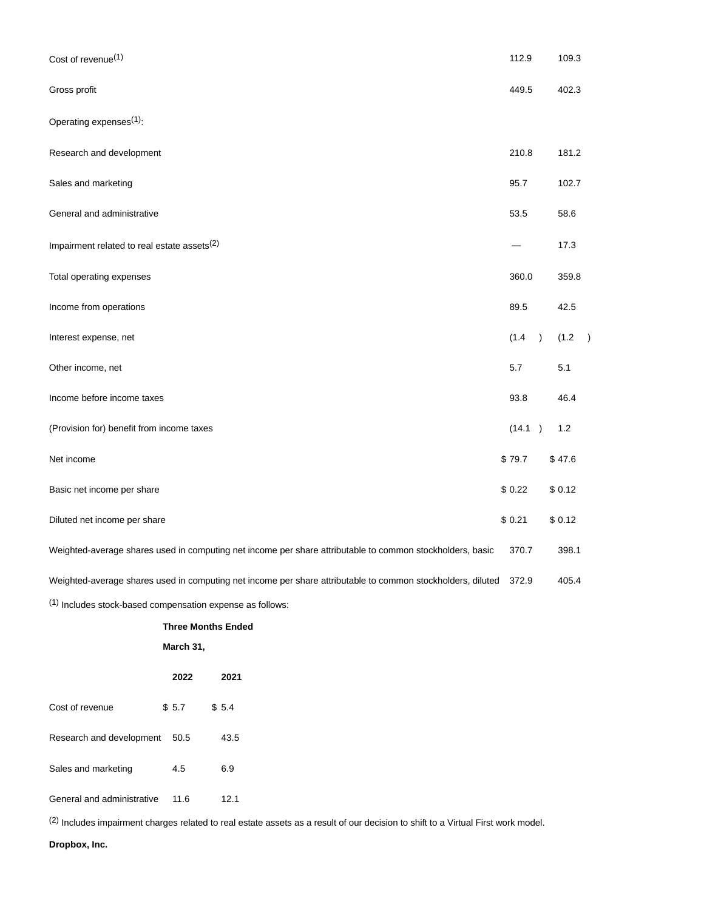| | | |
|---|---|---|
| Cost of revenue[1] | 112.9 | 109.3 |
| Gross profit | 449.5 | 402.3 |
| Operating expenses[1]: | | |
| Research and development | 210.8 | 181.2 |
| Sales and marketing | 95.7 | 102.7 |
| General and administrative | 53.5 | 58.6 |
| Impairment related to real estate assets[2] | — | 17.3 |
| Total operating expenses | 360.0 | 359.8 |
| Income from operations | 89.5 | 42.5 |
| Interest expense, net | (1.4 ) | (1.2 ) |
| Other income, net | 5.7 | 5.1 |
| Income before income taxes | 93.8 | 46.4 |
| (Provision for) benefit from income taxes | (14.1 ) | 1.2 |
| Net income | $ 79.7 | $ 47.6 |
| Basic net income per share | $ 0.22 | $ 0.12 |
| Diluted net income per share | $ 0.21 | $ 0.12 |
| Weighted-average shares used in computing net income per share attributable to common stockholders, basic | 370.7 | 398.1 |
| Weighted-average shares used in computing net income per share attributable to common stockholders, diluted | 372.9 | 405.4 |

[1] Includes stock-based compensation expense as follows:

| | **Three Months Ended March 31,** | |
|---|---|---|
| | **2022** | **2021** |
| Cost of revenue | $ 5.7 | $ 5.4 |
| Research and development | 50.5 | 43.5 |
| Sales and marketing | 4.5 | 6.9 |
| General and administrative | 11.6 | 12.1 |

[2] Includes impairment charges related to real estate assets as a result of our decision to shift to a Virtual First work model.

**Dropbox, Inc.**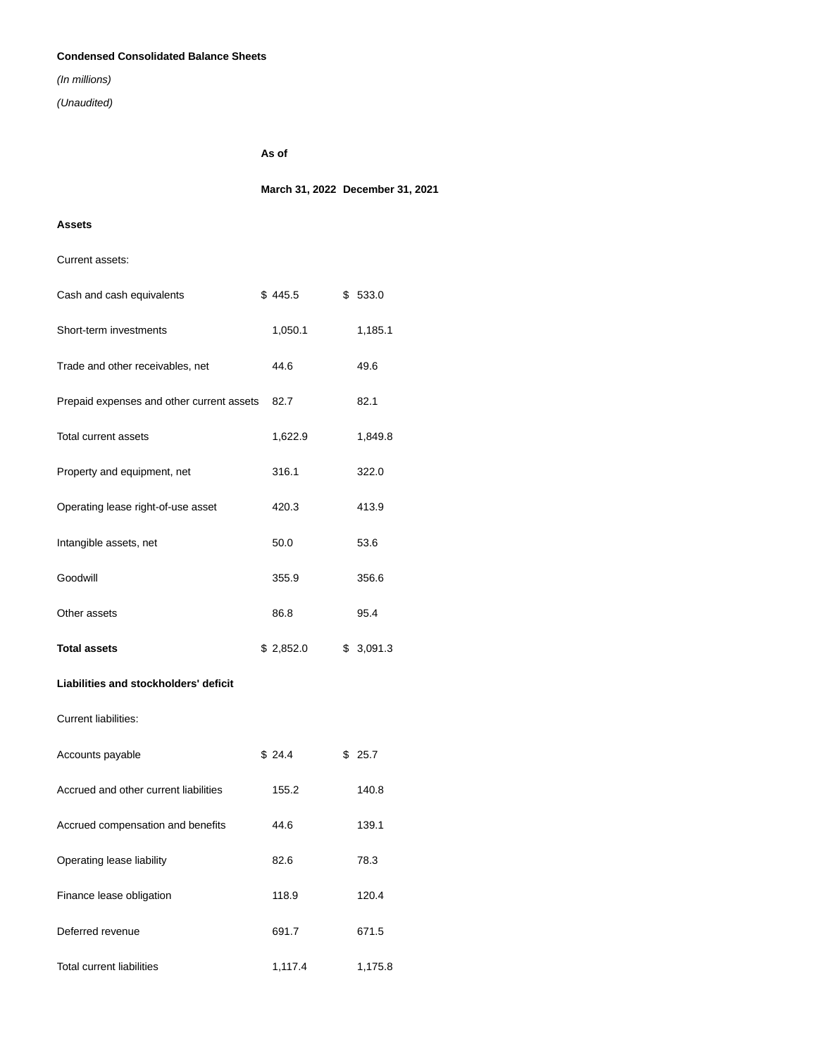**Condensed Consolidated Balance Sheets**

*(In millions)*

*(Unaudited)*

| | As of | |
|---|---|---|
| | **March 31, 2022** | **December 31, 2021** |
| **Assets** | | |
| Current assets: | | |
| Cash and cash equivalents | $ 445.5 | $ 533.0 |
| Short-term investments | 1,050.1 | 1,185.1 |
| Trade and other receivables, net | 44.6 | 49.6 |
| Prepaid expenses and other current assets | 82.7 | 82.1 |
| Total current assets | 1,622.9 | 1,849.8 |
| Property and equipment, net | 316.1 | 322.0 |
| Operating lease right-of-use asset | 420.3 | 413.9 |
| Intangible assets, net | 50.0 | 53.6 |
| Goodwill | 355.9 | 356.6 |
| Other assets | 86.8 | 95.4 |
| **Total assets** | $ 2,852.0 | $ 3,091.3 |
| **Liabilities and stockholders' deficit** | | |
| Current liabilities: | | |
| Accounts payable | $ 24.4 | $ 25.7 |
| Accrued and other current liabilities | 155.2 | 140.8 |
| Accrued compensation and benefits | 44.6 | 139.1 |
| Operating lease liability | 82.6 | 78.3 |
| Finance lease obligation | 118.9 | 120.4 |
| Deferred revenue | 691.7 | 671.5 |
| Total current liabilities | 1,117.4 | 1,175.8 |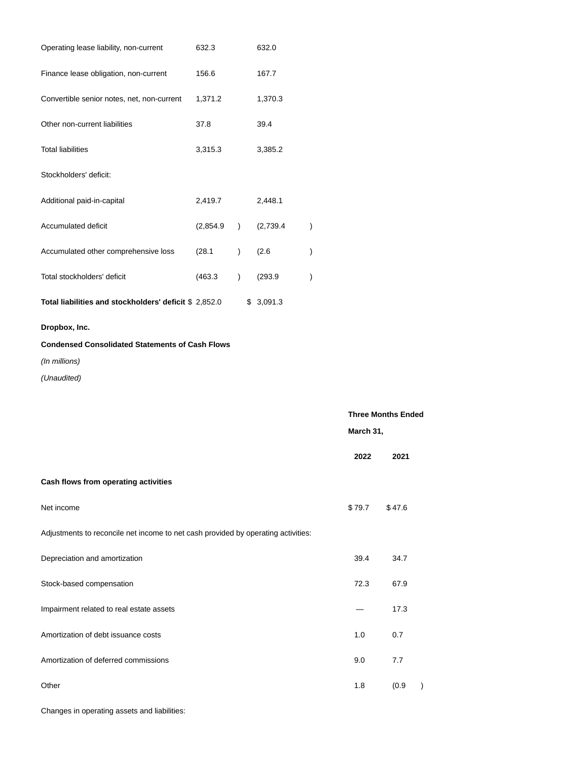| | | |
|---|---|---|
| Operating lease liability, non-current | 632.3 | 632.0 |
| Finance lease obligation, non-current | 156.6 | 167.7 |
| Convertible senior notes, net, non-current | 1,371.2 | 1,370.3 |
| Other non-current liabilities | 37.8 | 39.4 |
| Total liabilities | 3,315.3 | 3,385.2 |
| Stockholders' deficit: | | |
| Additional paid-in-capital | 2,419.7 | 2,448.1 |
| Accumulated deficit | (2,854.9) | (2,739.4) |
| Accumulated other comprehensive loss | (28.1) | (2.6) |
| Total stockholders' deficit | (463.3) | (293.9) |
| **Total liabilities and stockholders' deficit** | $ 2,852.0 | $ 3,091.3 |

**Dropbox, Inc.**

**Condensed Consolidated Statements of Cash Flows**

*(In millions)*

*(Unaudited)*

| | Three Months Ended March 31, | |
|---|---|---|
| | **2022** | **2021** |
| **Cash flows from operating activities** | | |
| Net income | $ 79.7 | $ 47.6 |
| Adjustments to reconcile net income to net cash provided by operating activities: | | |
| Depreciation and amortization | 39.4 | 34.7 |
| Stock-based compensation | 72.3 | 67.9 |
| Impairment related to real estate assets | — | 17.3 |
| Amortization of debt issuance costs | 1.0 | 0.7 |
| Amortization of deferred commissions | 9.0 | 7.7 |
| Other | 1.8 | (0.9) |
| Changes in operating assets and liabilities: | | |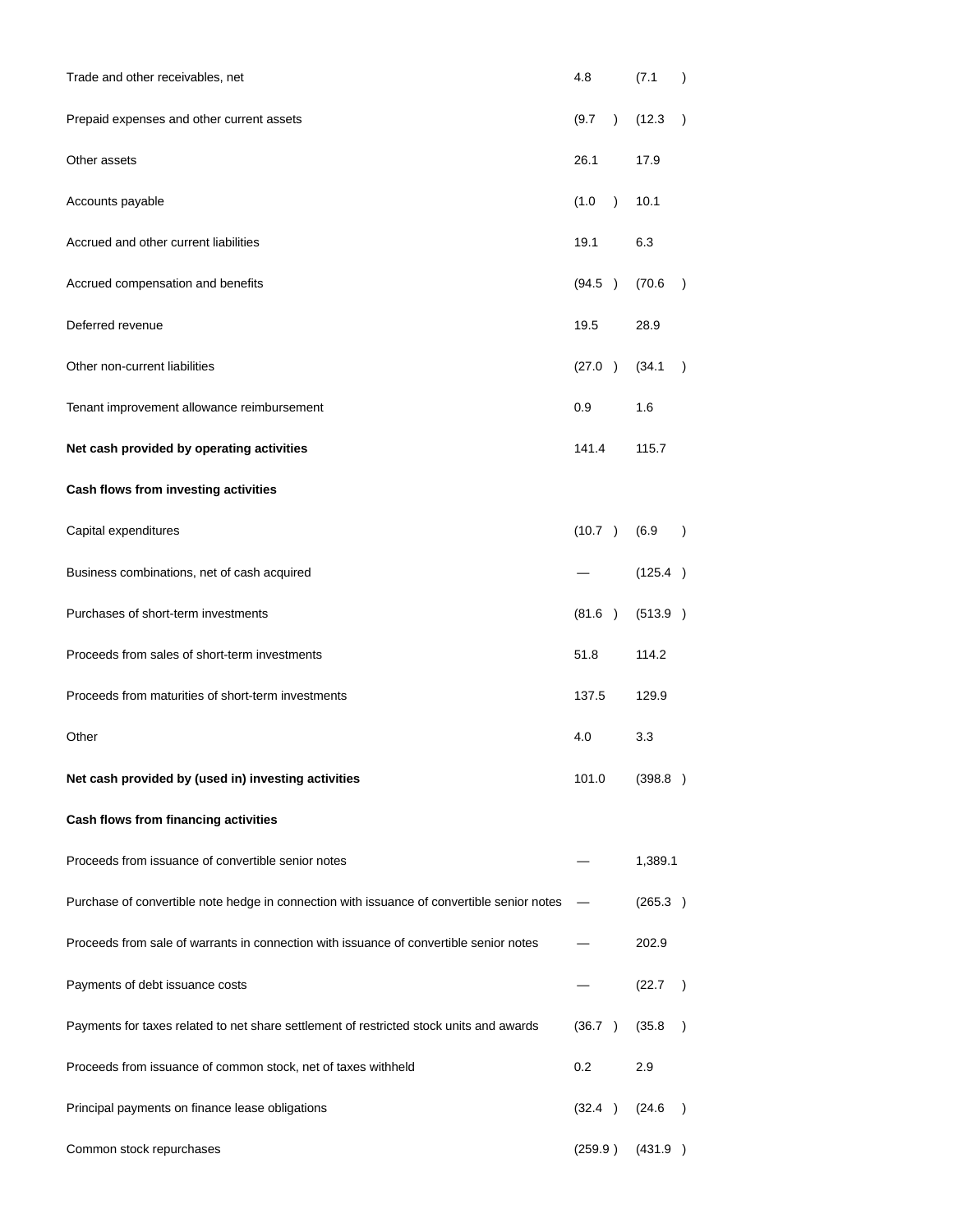| | | |
|---|---|---|
| Trade and other receivables, net | 4.8 | (7.1 ) |
| Prepaid expenses and other current assets | (9.7 ) | (12.3 ) |
| Other assets | 26.1 | 17.9 |
| Accounts payable | (1.0 ) | 10.1 |
| Accrued and other current liabilities | 19.1 | 6.3 |
| Accrued compensation and benefits | (94.5 ) | (70.6 ) |
| Deferred revenue | 19.5 | 28.9 |
| Other non-current liabilities | (27.0 ) | (34.1 ) |
| Tenant improvement allowance reimbursement | 0.9 | 1.6 |
| **Net cash provided by operating activities** | 141.4 | 115.7 |
| **Cash flows from investing activities** | | |
| Capital expenditures | (10.7 ) | (6.9 ) |
| Business combinations, net of cash acquired | — | (125.4 ) |
| Purchases of short-term investments | (81.6 ) | (513.9 ) |
| Proceeds from sales of short-term investments | 51.8 | 114.2 |
| Proceeds from maturities of short-term investments | 137.5 | 129.9 |
| Other | 4.0 | 3.3 |
| **Net cash provided by (used in) investing activities** | 101.0 | (398.8 ) |
| **Cash flows from financing activities** | | |
| Proceeds from issuance of convertible senior notes | — | 1,389.1 |
| Purchase of convertible note hedge in connection with issuance of convertible senior notes | — | (265.3 ) |
| Proceeds from sale of warrants in connection with issuance of convertible senior notes | — | 202.9 |
| Payments of debt issuance costs | — | (22.7 ) |
| Payments for taxes related to net share settlement of restricted stock units and awards | (36.7 ) | (35.8 ) |
| Proceeds from issuance of common stock, net of taxes withheld | 0.2 | 2.9 |
| Principal payments on finance lease obligations | (32.4 ) | (24.6 ) |
| Common stock repurchases | (259.9 ) | (431.9 ) |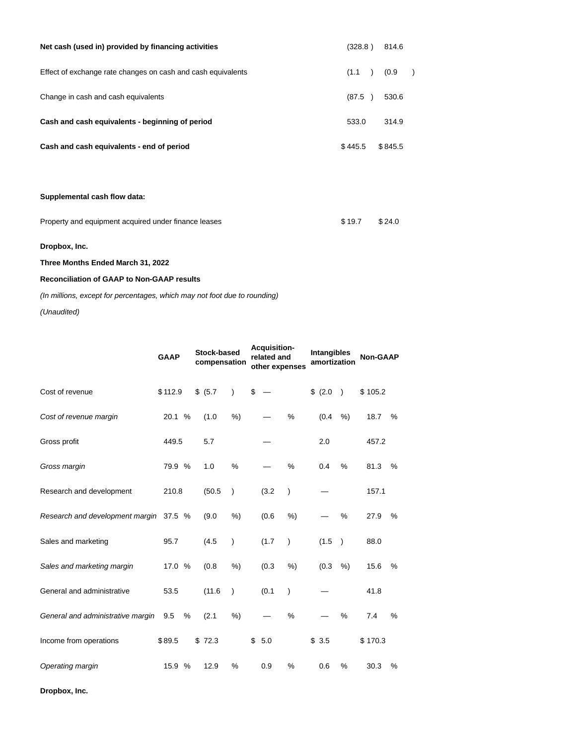| | | |
|---|---|---|
| **Net cash (used in) provided by financing activities** | (328.8 ) | 814.6 |
| Effect of exchange rate changes on cash and cash equivalents | (1.1 ) | (0.9 ) |
| Change in cash and cash equivalents | (87.5 ) | 530.6 |
| **Cash and cash equivalents - beginning of period** | 533.0 | 314.9 |
| **Cash and cash equivalents - end of period** | $ 445.5 | $ 845.5 |
| | | |
| **Supplemental cash flow data:** | | |
| Property and equipment acquired under finance leases | $ 19.7 | $ 24.0 |

**Dropbox, Inc.**

**Three Months Ended March 31, 2022**

**Reconciliation of GAAP to Non-GAAP results**

*(In millions, except for percentages, which may not foot due to rounding)*

*(Unaudited)*

| | GAAP | Stock-based compensation | Acquisition-related and other expenses | Intangibles amortization | Non-GAAP |
|---|---|---|---|---|---|
| Cost of revenue | $ 112.9 | $ (5.7 ) | $ — | $ (2.0 ) | $ 105.2 |
| *Cost of revenue margin* | 20.1 % | (1.0 %) | — % | (0.4 %) | 18.7 % |
| Gross profit | 449.5 | 5.7 | — | 2.0 | 457.2 |
| *Gross margin* | 79.9 % | 1.0 % | — % | 0.4 % | 81.3 % |
| Research and development | 210.8 | (50.5 ) | (3.2 ) | — | 157.1 |
| *Research and development margin* | 37.5 % | (9.0 %) | (0.6 %) | — % | 27.9 % |
| Sales and marketing | 95.7 | (4.5 ) | (1.7 ) | (1.5 ) | 88.0 |
| *Sales and marketing margin* | 17.0 % | (0.8 %) | (0.3 %) | (0.3 %) | 15.6 % |
| General and administrative | 53.5 | (11.6 ) | (0.1 ) | — | 41.8 |
| *General and administrative margin* | 9.5 % | (2.1 %) | — % | — % | 7.4 % |
| Income from operations | $ 89.5 | $ 72.3 | $ 5.0 | $ 3.5 | $ 170.3 |
| *Operating margin* | 15.9 % | 12.9 % | 0.9 % | 0.6 % | 30.3 % |

**Dropbox, Inc.**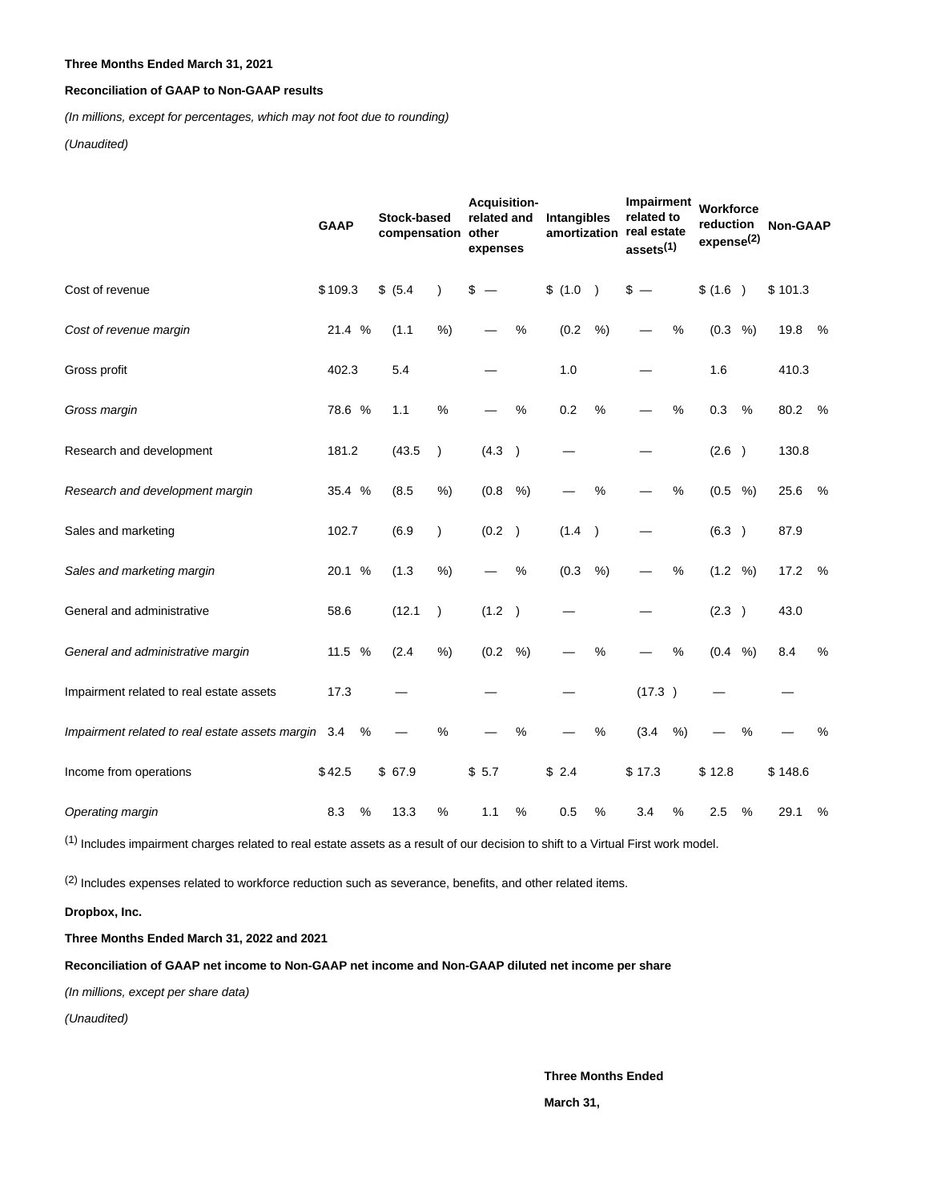**Three Months Ended March 31, 2021**

**Reconciliation of GAAP to Non-GAAP results**

*(In millions, except for percentages, which may not foot due to rounding)*

*(Unaudited)*

| | GAAP | Stock-based compensation | Acquisition-related and other expenses | Intangibles amortization | Impairment related to real estate assets[(1)] | Workforce reduction expense[(2)] | Non-GAAP |
|---|---|---|---|---|---|---|---|
| Cost of revenue | $ 109.3 | $ (5.4) | $ — | $ (1.0) | $ — | $ (1.6) | $ 101.3 |
| *Cost of revenue margin* | 21.4 % | (1.1 %) | — % | (0.2 %) | — % | (0.3 %) | 19.8 % |
| Gross profit | 402.3 | 5.4 | — | 1.0 | — | 1.6 | 410.3 |
| *Gross margin* | 78.6 % | 1.1 % | — % | 0.2 % | — % | 0.3 % | 80.2 % |
| Research and development | 181.2 | (43.5) | (4.3) | — | — | (2.6) | 130.8 |
| *Research and development margin* | 35.4 % | (8.5 %) | (0.8 %) | — % | — % | (0.5 %) | 25.6 % |
| Sales and marketing | 102.7 | (6.9) | (0.2) | (1.4) | — | (6.3) | 87.9 |
| *Sales and marketing margin* | 20.1 % | (1.3 %) | — % | (0.3 %) | — % | (1.2 %) | 17.2 % |
| General and administrative | 58.6 | (12.1) | (1.2) | — | — | (2.3) | 43.0 |
| *General and administrative margin* | 11.5 % | (2.4 %) | (0.2 %) | — % | — % | (0.4 %) | 8.4 % |
| Impairment related to real estate assets | 17.3 | — | — | — | (17.3) | — | — |
| *Impairment related to real estate assets margin* | 3.4 % | — % | — % | — % | (3.4 %) | — % | — % |
| Income from operations | $ 42.5 | $ 67.9 | $ 5.7 | $ 2.4 | $ 17.3 | $ 12.8 | $ 148.6 |
| *Operating margin* | 8.3 % | 13.3 % | 1.1 % | 0.5 % | 3.4 % | 2.5 % | 29.1 % |

(1) Includes impairment charges related to real estate assets as a result of our decision to shift to a Virtual First work model.

(2) Includes expenses related to workforce reduction such as severance, benefits, and other related items.

**Dropbox, Inc.**

**Three Months Ended March 31, 2022 and 2021**

**Reconciliation of GAAP net income to Non-GAAP net income and Non-GAAP diluted net income per share**

*(In millions, except per share data)*

*(Unaudited)*

**Three Months Ended**

**March 31,**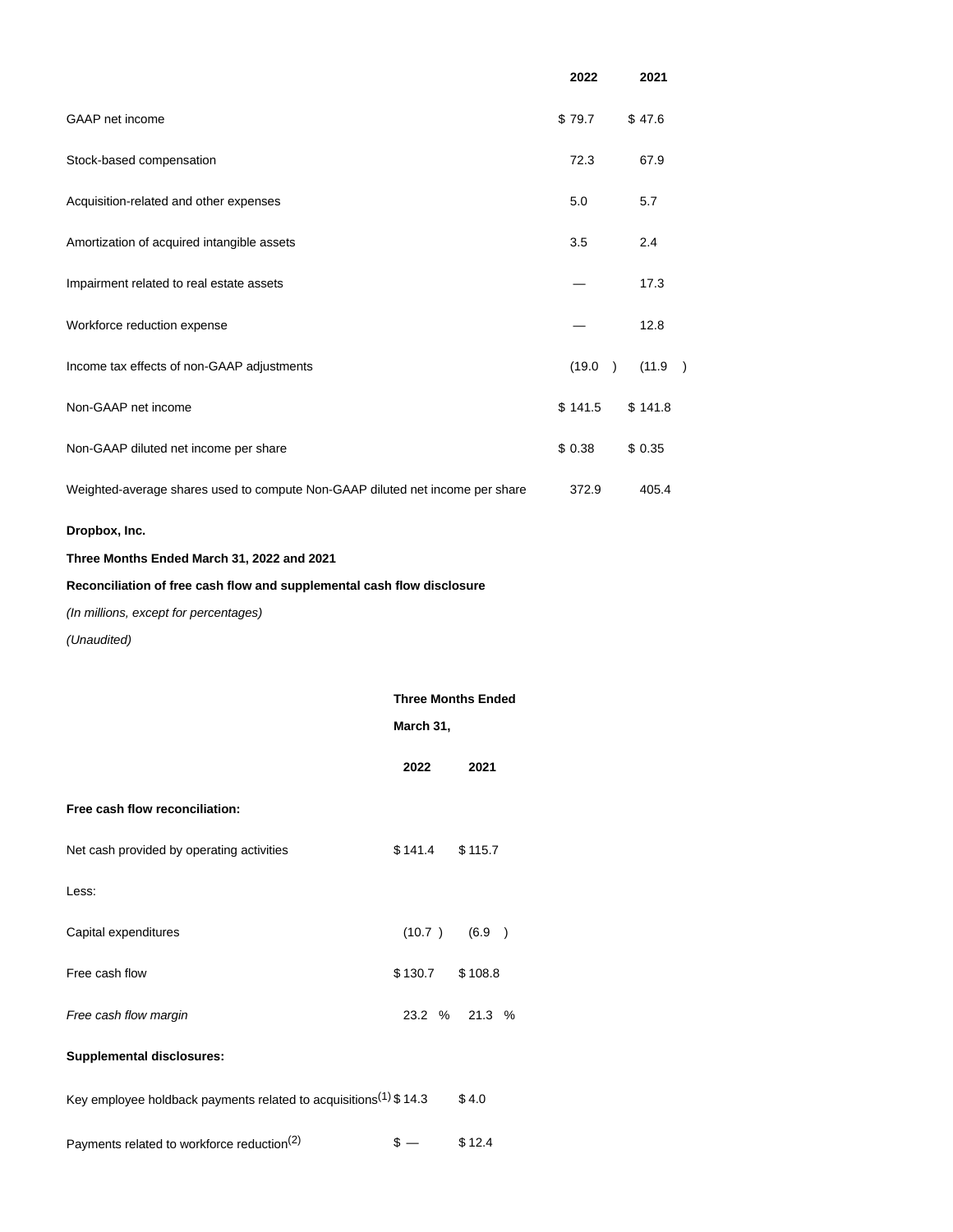| | 2022 | 2021 |
|---|---|---|
| GAAP net income | $ 79.7 | $ 47.6 |
| Stock-based compensation | 72.3 | 67.9 |
| Acquisition-related and other expenses | 5.0 | 5.7 |
| Amortization of acquired intangible assets | 3.5 | 2.4 |
| Impairment related to real estate assets | — | 17.3 |
| Workforce reduction expense | — | 12.8 |
| Income tax effects of non-GAAP adjustments | (19.0 ) | (11.9 ) |
| Non-GAAP net income | $ 141.5 | $ 141.8 |
| Non-GAAP diluted net income per share | $ 0.38 | $ 0.35 |
| Weighted-average shares used to compute Non-GAAP diluted net income per share | 372.9 | 405.4 |

**Dropbox, Inc.**

**Three Months Ended March 31, 2022 and 2021**

**Reconciliation of free cash flow and supplemental cash flow disclosure**

*(In millions, except for percentages)*

*(Unaudited)*

| | Three Months Ended March 31, | |
|---|---|---|
| | 2022 | 2021 |
| **Free cash flow reconciliation:** | | |
| Net cash provided by operating activities | $ 141.4 | $ 115.7 |
| Less: | | |
| Capital expenditures | (10.7 ) | (6.9 ) |
| Free cash flow | $ 130.7 | $ 108.8 |
| *Free cash flow margin* | 23.2 % | 21.3 % |
| **Supplemental disclosures:** | | |
| Key employee holdback payments related to acquisitions[1] | $ 14.3 | $ 4.0 |
| Payments related to workforce reduction[2] | $ — | $ 12.4 |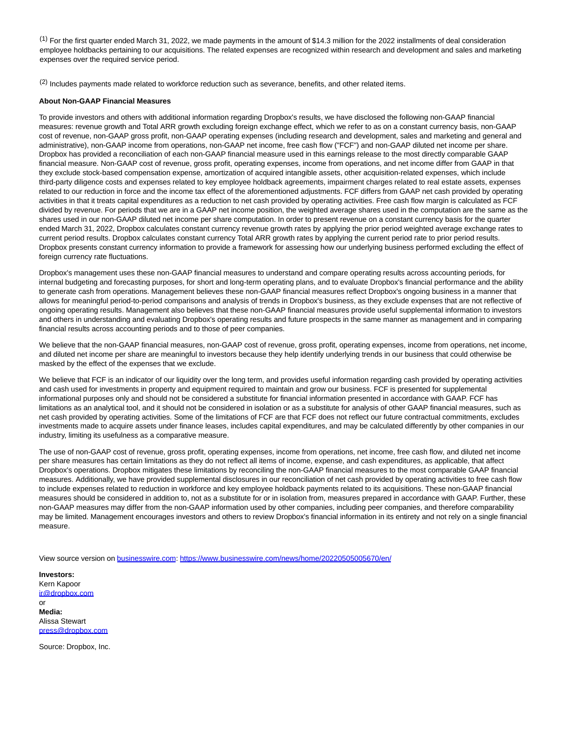[1] For the first quarter ended March 31, 2022, we made payments in the amount of $14.3 million for the 2022 installments of deal consideration employee holdbacks pertaining to our acquisitions. The related expenses are recognized within research and development and sales and marketing expenses over the required service period.

[2] Includes payments made related to workforce reduction such as severance, benefits, and other related items.

**About Non-GAAP Financial Measures**

To provide investors and others with additional information regarding Dropbox's results, we have disclosed the following non-GAAP financial measures: revenue growth and Total ARR growth excluding foreign exchange effect, which we refer to as on a constant currency basis, non-GAAP cost of revenue, non-GAAP gross profit, non-GAAP operating expenses (including research and development, sales and marketing and general and administrative), non-GAAP income from operations, non-GAAP net income, free cash flow ("FCF") and non-GAAP diluted net income per share. Dropbox has provided a reconciliation of each non-GAAP financial measure used in this earnings release to the most directly comparable GAAP financial measure. Non-GAAP cost of revenue, gross profit, operating expenses, income from operations, and net income differ from GAAP in that they exclude stock-based compensation expense, amortization of acquired intangible assets, other acquisition-related expenses, which include third-party diligence costs and expenses related to key employee holdback agreements, impairment charges related to real estate assets, expenses related to our reduction in force and the income tax effect of the aforementioned adjustments. FCF differs from GAAP net cash provided by operating activities in that it treats capital expenditures as a reduction to net cash provided by operating activities. Free cash flow margin is calculated as FCF divided by revenue. For periods that we are in a GAAP net income position, the weighted average shares used in the computation are the same as the shares used in our non-GAAP diluted net income per share computation. In order to present revenue on a constant currency basis for the quarter ended March 31, 2022, Dropbox calculates constant currency revenue growth rates by applying the prior period weighted average exchange rates to current period results. Dropbox calculates constant currency Total ARR growth rates by applying the current period rate to prior period results. Dropbox presents constant currency information to provide a framework for assessing how our underlying business performed excluding the effect of foreign currency rate fluctuations.

Dropbox's management uses these non-GAAP financial measures to understand and compare operating results across accounting periods, for internal budgeting and forecasting purposes, for short and long-term operating plans, and to evaluate Dropbox's financial performance and the ability to generate cash from operations. Management believes these non-GAAP financial measures reflect Dropbox's ongoing business in a manner that allows for meaningful period-to-period comparisons and analysis of trends in Dropbox's business, as they exclude expenses that are not reflective of ongoing operating results. Management also believes that these non-GAAP financial measures provide useful supplemental information to investors and others in understanding and evaluating Dropbox's operating results and future prospects in the same manner as management and in comparing financial results across accounting periods and to those of peer companies.

We believe that the non-GAAP financial measures, non-GAAP cost of revenue, gross profit, operating expenses, income from operations, net income, and diluted net income per share are meaningful to investors because they help identify underlying trends in our business that could otherwise be masked by the effect of the expenses that we exclude.

We believe that FCF is an indicator of our liquidity over the long term, and provides useful information regarding cash provided by operating activities and cash used for investments in property and equipment required to maintain and grow our business. FCF is presented for supplemental informational purposes only and should not be considered a substitute for financial information presented in accordance with GAAP. FCF has limitations as an analytical tool, and it should not be considered in isolation or as a substitute for analysis of other GAAP financial measures, such as net cash provided by operating activities. Some of the limitations of FCF are that FCF does not reflect our future contractual commitments, excludes investments made to acquire assets under finance leases, includes capital expenditures, and may be calculated differently by other companies in our industry, limiting its usefulness as a comparative measure.

The use of non-GAAP cost of revenue, gross profit, operating expenses, income from operations, net income, free cash flow, and diluted net income per share measures has certain limitations as they do not reflect all items of income, expense, and cash expenditures, as applicable, that affect Dropbox's operations. Dropbox mitigates these limitations by reconciling the non-GAAP financial measures to the most comparable GAAP financial measures. Additionally, we have provided supplemental disclosures in our reconciliation of net cash provided by operating activities to free cash flow to include expenses related to reduction in workforce and key employee holdback payments related to its acquisitions. These non-GAAP financial measures should be considered in addition to, not as a substitute for or in isolation from, measures prepared in accordance with GAAP. Further, these non-GAAP measures may differ from the non-GAAP information used by other companies, including peer companies, and therefore comparability may be limited. Management encourages investors and others to review Dropbox's financial information in its entirety and not rely on a single financial measure.

View source version on businesswire.com: https://www.businesswire.com/news/home/20220505005670/en/

**Investors:**
Kern Kapoor
ir@dropbox.com
or
**Media:**
Alissa Stewart
press@dropbox.com

Source: Dropbox, Inc.